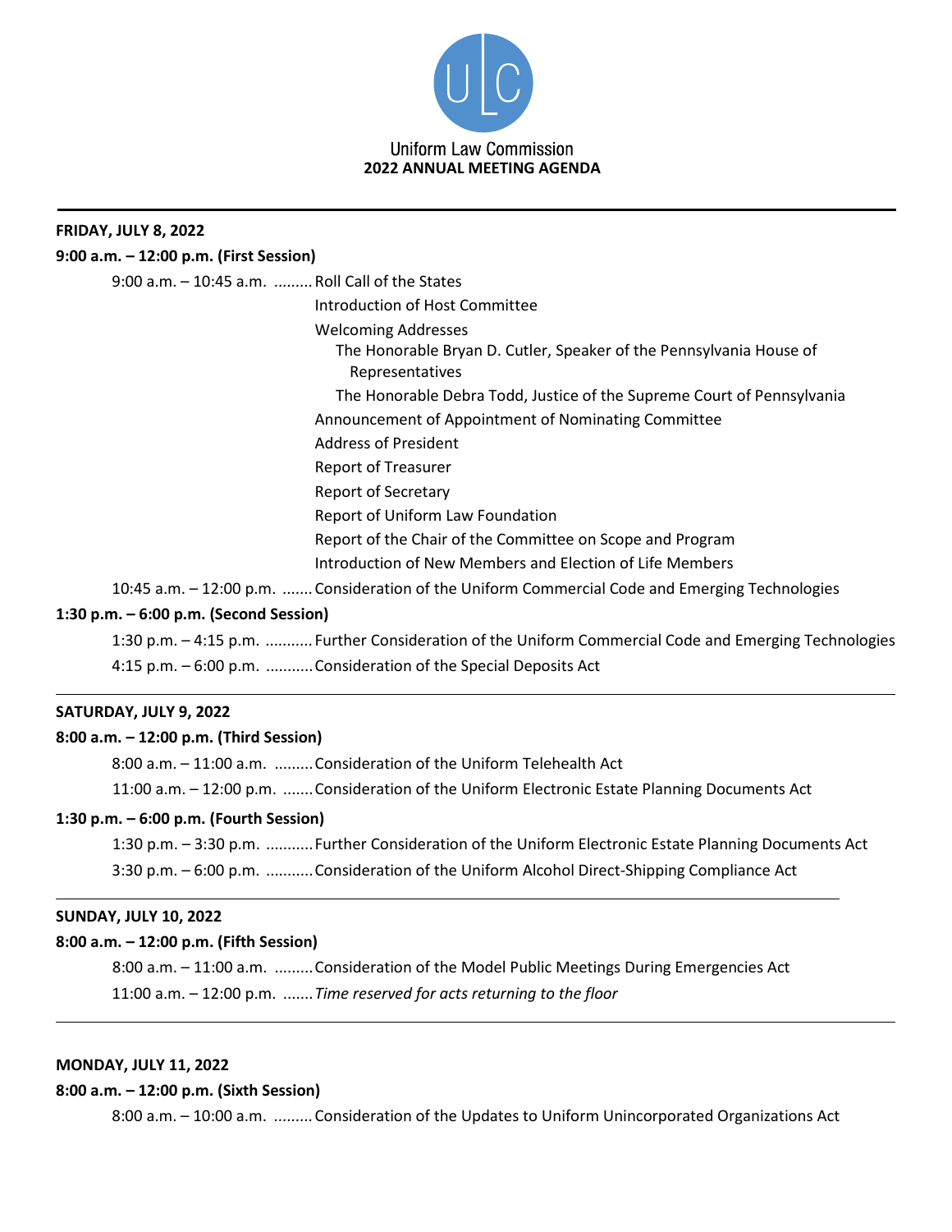Uniform Law Commission

# 2022 ANNUAL MEETING AGENDA

---

**FRIDAY, JULY 8, 2022**

**9:00 a.m. – 12:00 p.m. (First Session)**

9:00 a.m. – 10:45 a.m. ......... Roll Call of the States

Introduction of Host Committee

Welcoming Addresses

The Honorable Bryan D. Cutler, Speaker of the Pennsylvania House of Representatives

The Honorable Debra Todd, Justice of the Supreme Court of Pennsylvania

Announcement of Appointment of Nominating Committee

Address of President

Report of Treasurer

Report of Secretary

Report of Uniform Law Foundation

Report of the Chair of the Committee on Scope and Program

Introduction of New Members and Election of Life Members

10:45 a.m. – 12:00 p.m. ....... Consideration of the Uniform Commercial Code and Emerging Technologies

**1:30 p.m. – 6:00 p.m. (Second Session)**

1:30 p.m. – 4:15 p.m. ........... Further Consideration of the Uniform Commercial Code and Emerging Technologies

4:15 p.m. – 6:00 p.m. ........... Consideration of the Special Deposits Act

---

**SATURDAY, JULY 9, 2022**

**8:00 a.m. – 12:00 p.m. (Third Session)**

8:00 a.m. – 11:00 a.m. ......... Consideration of the Uniform Telehealth Act

11:00 a.m. – 12:00 p.m. ....... Consideration of the Uniform Electronic Estate Planning Documents Act

**1:30 p.m. – 6:00 p.m. (Fourth Session)**

1:30 p.m. – 3:30 p.m. ........... Further Consideration of the Uniform Electronic Estate Planning Documents Act

3:30 p.m. – 6:00 p.m. ........... Consideration of the Uniform Alcohol Direct-Shipping Compliance Act

---

**SUNDAY, JULY 10, 2022**

**8:00 a.m. – 12:00 p.m. (Fifth Session)**

8:00 a.m. – 11:00 a.m. ......... Consideration of the Model Public Meetings During Emergencies Act

11:00 a.m. – 12:00 p.m. ....... *Time reserved for acts returning to the floor*

---

**MONDAY, JULY 11, 2022**

**8:00 a.m. – 12:00 p.m. (Sixth Session)**

8:00 a.m. – 10:00 a.m. ......... Consideration of the Updates to Uniform Unincorporated Organizations Act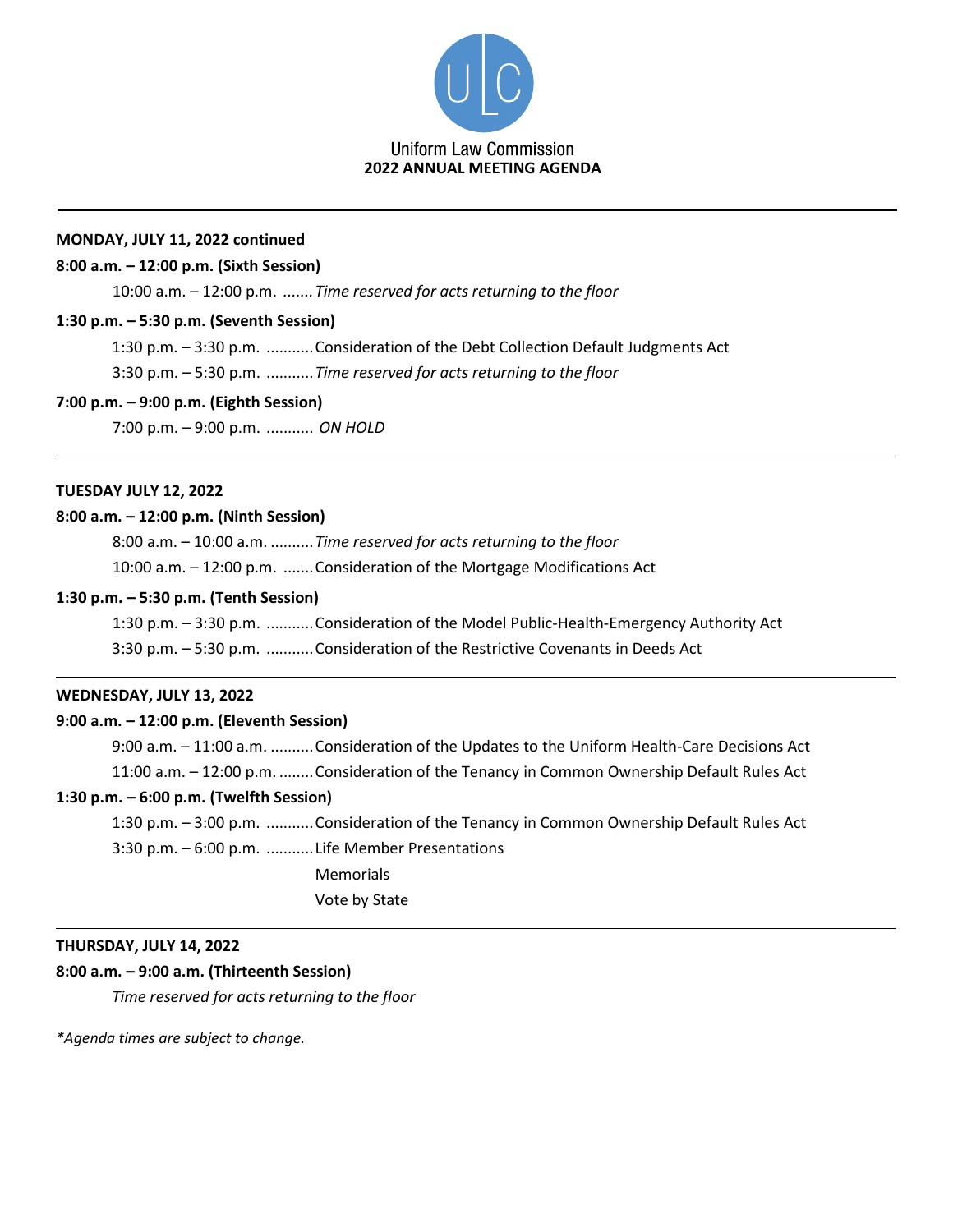Uniform Law Commission
**2022 ANNUAL MEETING AGENDA**

---

**MONDAY, JULY 11, 2022 continued**

**8:00 a.m. – 12:00 p.m. (Sixth Session)**

10:00 a.m. – 12:00 p.m. ....... *Time reserved for acts returning to the floor*

**1:30 p.m. – 5:30 p.m. (Seventh Session)**

1:30 p.m. – 3:30 p.m. ........... Consideration of the Debt Collection Default Judgments Act

3:30 p.m. – 5:30 p.m. ........... *Time reserved for acts returning to the floor*

**7:00 p.m. – 9:00 p.m. (Eighth Session)**

7:00 p.m. – 9:00 p.m. ........... *ON HOLD*

---

**TUESDAY JULY 12, 2022**

**8:00 a.m. – 12:00 p.m. (Ninth Session)**

8:00 a.m. – 10:00 a.m. .......... *Time reserved for acts returning to the floor*

10:00 a.m. – 12:00 p.m. ....... Consideration of the Mortgage Modifications Act

**1:30 p.m. – 5:30 p.m. (Tenth Session)**

1:30 p.m. – 3:30 p.m. ........... Consideration of the Model Public-Health-Emergency Authority Act

3:30 p.m. – 5:30 p.m. ........... Consideration of the Restrictive Covenants in Deeds Act

---

**WEDNESDAY, JULY 13, 2022**

**9:00 a.m. – 12:00 p.m. (Eleventh Session)**

9:00 a.m. – 11:00 a.m. .......... Consideration of the Updates to the Uniform Health-Care Decisions Act

11:00 a.m. – 12:00 p.m. ........ Consideration of the Tenancy in Common Ownership Default Rules Act

**1:30 p.m. – 6:00 p.m. (Twelfth Session)**

1:30 p.m. – 3:00 p.m. ........... Consideration of the Tenancy in Common Ownership Default Rules Act

3:30 p.m. – 6:00 p.m. ........... Life Member Presentations

Memorials

Vote by State

---

**THURSDAY, JULY 14, 2022**

**8:00 a.m. – 9:00 a.m. (Thirteenth Session)**

*Time reserved for acts returning to the floor*

*\*Agenda times are subject to change.*